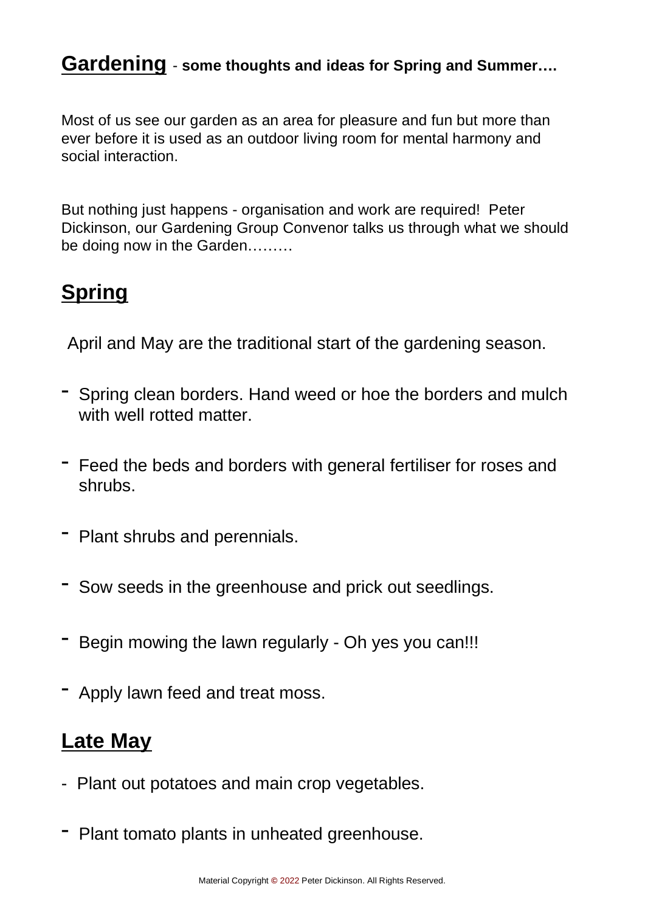## **Gardening** - **some thoughts and ideas for Spring and Summer….**

Most of us see our garden as an area for pleasure and fun but more than ever before it is used as an outdoor living room for mental harmony and social interaction.

But nothing just happens - organisation and work are required! Peter Dickinson, our Gardening Group Convenor talks us through what we should be doing now in the Garden………

## **Spring**

April and May are the traditional start of the gardening season.

- Spring clean borders. Hand weed or hoe the borders and mulch with well rotted matter.
- Feed the beds and borders with general fertiliser for roses and shrubs.
- Plant shrubs and perennials.
- Sow seeds in the greenhouse and prick out seedlings.
- Begin mowing the lawn regularly - Oh yes you can!!!
- Apply lawn feed and treat moss.

## **Late May**

- Plant out potatoes and main crop vegetables.
- Plant tomato plants in unheated greenhouse.

Material Copyright © 2022 Peter Dickinson. All Rights Reserved.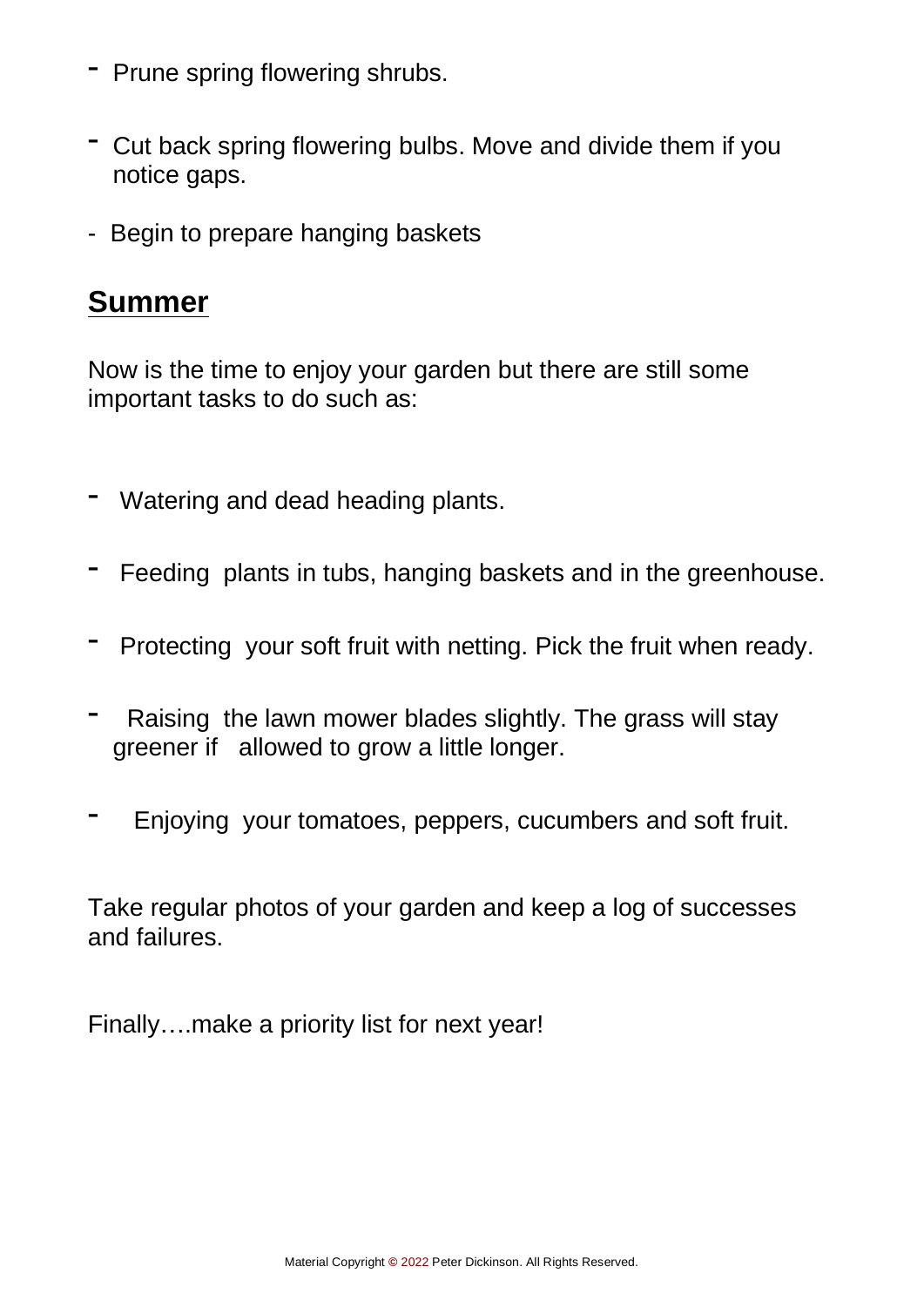- Prune spring flowering shrubs.
- Cut back spring flowering bulbs. Move and divide them if you notice gaps.
- Begin to prepare hanging baskets

## **Summer**

Now is the time to enjoy your garden but there are still some important tasks to do such as:

- Watering and dead heading plants.
- Feeding plants in tubs, hanging baskets and in the greenhouse.
- Protecting your soft fruit with netting. Pick the fruit when ready.
- Raising the lawn mower blades slightly. The grass will stay greener if allowed to grow a little longer.
- Enjoying your tomatoes, peppers, cucumbers and soft fruit.

Take regular photos of your garden and keep a log of successes and failures.

Finally….make a priority list for next year!

Material Copyright © 2022 Peter Dickinson. All Rights Reserved.